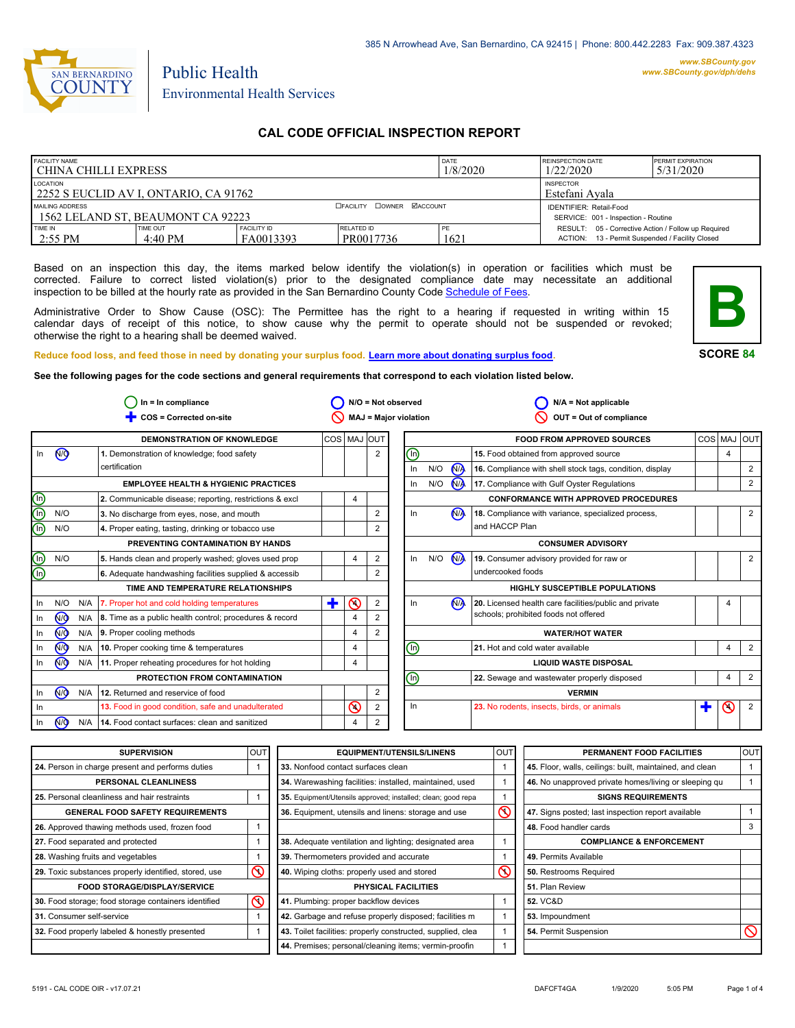385 N Arrowhead Ave, San Bernardino, CA 92415 | Phone: 800.442.2283 Fax: 909.387.4323

www.SBCounty.gov
www.SBCounty.gov/dph/dehs

SAN BERNARDINO COUNTY

Public Health
Environmental Health Services

# CAL CODE OFFICIAL INSPECTION REPORT

| FACILITY NAME | | | | DATE | REINSPECTION DATE | PERMIT EXPIRATION |
|---|---|---|---|---|---|---|
| CHINA CHILLI EXPRESS | | | | 1/8/2020 | 1/22/2020 | 5/31/2020 |
| LOCATION | | | | | INSPECTOR | |
| 2252 S EUCLID AV I, ONTARIO, CA 91762 | | | | | Estefani Ayala | |
| MAILING ADDRESS | | | ☐FACILITY ☐OWNER ☑ACCOUNT | | IDENTIFIER: Retail-Food | |
| 1562 LELAND ST, BEAUMONT CA 92223 | | | | | SERVICE: 001 - Inspection - Routine | |
| TIME IN | TIME OUT | FACILITY ID | RELATED ID | PE | RESULT: 05 - Corrective Action / Follow up Required | |
| 2:55 PM | 4:40 PM | FA0013393 | PR0017736 | 1621 | ACTION: 13 - Permit Suspended / Facility Closed | |

Based on an inspection this day, the items marked below identify the violation(s) in operation or facilities which must be corrected. Failure to correct listed violation(s) prior to the designated compliance date may necessitate an additional inspection to be billed at the hourly rate as provided in the San Bernardino County Code Schedule of Fees.

Administrative Order to Show Cause (OSC): The Permittee has the right to a hearing if requested in writing within 15 calendar days of receipt of this notice, to show cause why the permit to operate should not be suspended or revoked; otherwise the right to a hearing shall be deemed waived.

**B**

**SCORE 84**

Reduce food loss, and feed those in need by donating your surplus food. Learn more about donating surplus food.

**See the following pages for the code sections and general requirements that correspond to each violation listed below.**

In = In compliance | N/O = Not observed | N/A = Not applicable | COS = Corrected on-site | MAJ = Major violation | OUT = Out of compliance

| In | N/O | N/A | Item | COS | MAJ | OUT |
|---|---|---|---|---|---|---|
| | | | **DEMONSTRATION OF KNOWLEDGE** | | | |
| In | **N/O** | | 1. Demonstration of knowledge; food safety certification | | | 2 |
| | | | **EMPLOYEE HEALTH & HYGIENIC PRACTICES** | | | |
| **In** | | | 2. Communicable disease; reporting, restrictions & excl | | 4 | |
| **In** | N/O | | 3. No discharge from eyes, nose, and mouth | | | 2 |
| **In** | N/O | | 4. Proper eating, tasting, drinking or tobacco use | | | 2 |
| | | | **PREVENTING CONTAMINATION BY HANDS** | | | |
| **In** | N/O | | 5. Hands clean and properly washed; gloves used prop | | 4 | 2 |
| **In** | | | 6. Adequate handwashing facilities supplied & accessib | | | 2 |
| | | | **TIME AND TEMPERATURE RELATIONSHIPS** | | | |
| In | N/O | N/A | 7. Proper hot and cold holding temperatures | ✚ | ⊗ | 2 |
| In | **N/O** | N/A | 8. Time as a public health control; procedures & record | | 4 | 2 |
| In | **N/O** | N/A | 9. Proper cooling methods | | 4 | 2 |
| In | **N/O** | N/A | 10. Proper cooking time & temperatures | | 4 | |
| In | **N/O** | N/A | 11. Proper reheating procedures for hot holding | | 4 | |
| | | | **PROTECTION FROM CONTAMINATION** | | | |
| In | **N/O** | N/A | 12. Returned and reservice of food | | | 2 |
| In | | | 13. Food in good condition, safe and unadulterated | | ⊗ | 2 |
| In | **N/O** | N/A | 14. Food contact surfaces: clean and sanitized | | 4 | 2 |
| | | | **FOOD FROM APPROVED SOURCES** | | | |
| **In** | | | 15. Food obtained from approved source | | 4 | |
| In | N/O | **N/A** | 16. Compliance with shell stock tags, condition, display | | | 2 |
| In | N/O | **N/A** | 17. Compliance with Gulf Oyster Regulations | | | 2 |
| | | | **CONFORMANCE WITH APPROVED PROCEDURES** | | | |
| In | | **N/A** | 18. Compliance with variance, specialized process, and HACCP Plan | | | 2 |
| | | | **CONSUMER ADVISORY** | | | |
| In | N/O | **N/A** | 19. Consumer advisory provided for raw or undercooked foods | | | 2 |
| | | | **HIGHLY SUSCEPTIBLE POPULATIONS** | | | |
| In | | **N/A** | 20. Licensed health care facilities/public and private schools; prohibited foods not offered | | 4 | |
| | | | **WATER/HOT WATER** | | | |
| **In** | | | 21. Hot and cold water available | | 4 | 2 |
| | | | **LIQUID WASTE DISPOSAL** | | | |
| **In** | | | 22. Sewage and wastewater properly disposed | | 4 | 2 |
| | | | **VERMIN** | | | |
| In | | | 23. No rodents, insects, birds, or animals | ✚ | ⊗ | 2 |

| Item | OUT |
|---|---|
| **SUPERVISION** | |
| 24. Person in charge present and performs duties | 1 |
| **PERSONAL CLEANLINESS** | |
| 25. Personal cleanliness and hair restraints | 1 |
| **GENERAL FOOD SAFETY REQUIREMENTS** | |
| 26. Approved thawing methods used, frozen food | 1 |
| 27. Food separated and protected | 1 |
| 28. Washing fruits and vegetables | 1 |
| 29. Toxic substances properly identified, stored, use | ⊘ |
| **FOOD STORAGE/DISPLAY/SERVICE** | |
| 30. Food storage; food storage containers identified | ⊘ |
| 31. Consumer self-service | 1 |
| 32. Food properly labeled & honestly presented | 1 |
| **EQUIPMENT/UTENSILS/LINENS** | |
| 33. Nonfood contact surfaces clean | 1 |
| 34. Warewashing facilities: installed, maintained, used | 1 |
| 35. Equipment/Utensils approved; installed; clean; good repa | 1 |
| 36. Equipment, utensils and linens: storage and use | ⊘ |
| 38. Adequate ventilation and lighting; designated area | 1 |
| 39. Thermometers provided and accurate | 1 |
| 40. Wiping cloths: properly used and stored | ⊘ |
| **PHYSICAL FACILITIES** | |
| 41. Plumbing: proper backflow devices | 1 |
| 42. Garbage and refuse properly disposed; facilities m | 1 |
| 43. Toilet facilities: properly constructed, supplied, clea | 1 |
| 44. Premises; personal/cleaning items; vermin-proofin | 1 |
| **PERMANENT FOOD FACILITIES** | |
| 45. Floor, walls, ceilings: built, maintained, and clean | 1 |
| 46. No unapproved private homes/living or sleeping qu | 1 |
| **SIGNS REQUIREMENTS** | |
| 47. Signs posted; last inspection report available | 1 |
| 48. Food handler cards | 3 |
| **COMPLIANCE & ENFORCEMENT** | |
| 49. Permits Available | |
| 50. Restrooms Required | |
| 51. Plan Review | |
| 52. VC&D | |
| 53. Impoundment | |
| 54. Permit Suspension | ⊘ |

5191 - CAL CODE OIR - v17.07.21 DAFCFT4GA 1/9/2020 5:05 PM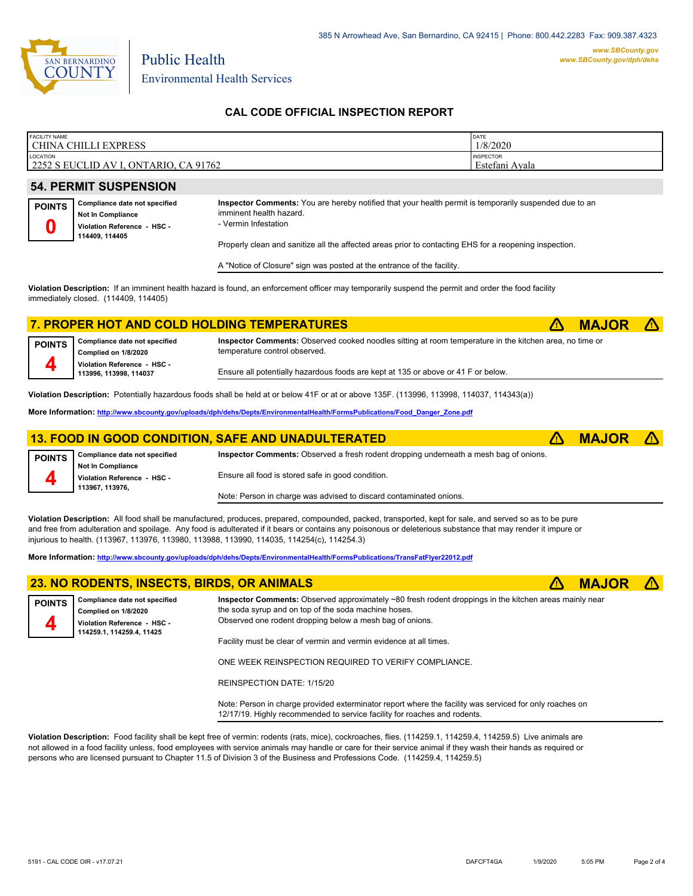385 N Arrowhead Ave, San Bernardino, CA 92415 | Phone: 800.442.2283 Fax: 909.387.4323

**www.SBCounty.gov**
**www.SBCounty.gov/dph/dehs**

San Bernardino County

Public Health
Environmental Health Services

## CAL CODE OFFICIAL INSPECTION REPORT

| FACILITY NAME | DATE |
|---|---|
| CHINA CHILLI EXPRESS | 1/8/2020 |
| **LOCATION** | **INSPECTOR** |
| 2252 S EUCLID AV I, ONTARIO, CA 91762 | Estefani Ayala |

## 54. PERMIT SUSPENSION

**POINTS**
**0**

**Compliance date not specified**
**Not In Compliance**
**Violation Reference - HSC - 114409, 114405**

**Inspector Comments:** You are hereby notified that your health permit is temporarily suspended due to an imminent health hazard.
- Vermin Infestation

Properly clean and sanitize all the affected areas prior to contacting EHS for a reopening inspection.

A "Notice of Closure" sign was posted at the entrance of the facility.

**Violation Description:** If an imminent health hazard is found, an enforcement officer may temporarily suspend the permit and order the food facility immediately closed. (114409, 114405)

## 7. PROPER HOT AND COLD HOLDING TEMPERATURES — ⚠ MAJOR ⚠

**POINTS**
**4**

**Compliance date not specified**
**Complied on 1/8/2020**
**Violation Reference - HSC - 113996, 113998, 114037**

**Inspector Comments:** Observed cooked noodles sitting at room temperature in the kitchen area, no time or temperature control observed.

Ensure all potentially hazardous foods are kept at 135 or above or 41 F or below.

**Violation Description:** Potentially hazardous foods shall be held at or below 41F or at or above 135F. (113996, 113998, 114037, 114343(a))

**More Information:** http://www.sbcounty.gov/uploads/dph/dehs/Depts/EnvironmentalHealth/FormsPublications/Food_Danger_Zone.pdf

## 13. FOOD IN GOOD CONDITION, SAFE AND UNADULTERATED — ⚠ MAJOR ⚠

**POINTS**
**4**

**Compliance date not specified**
**Not In Compliance**
**Violation Reference - HSC - 113967, 113976,**

**Inspector Comments:** Observed a fresh rodent dropping underneath a mesh bag of onions.

Ensure all food is stored safe in good condition.

Note: Person in charge was advised to discard contaminated onions.

**Violation Description:** All food shall be manufactured, produces, prepared, compounded, packed, transported, kept for sale, and served so as to be pure and free from adulteration and spoilage. Any food is adulterated if it bears or contains any poisonous or deleterious substance that may render it impure or injurious to health. (113967, 113976, 113980, 113988, 113990, 114035, 114254(c), 114254.3)

**More Information:** http://www.sbcounty.gov/uploads/dph/dehs/Depts/EnvironmentalHealth/FormsPublications/TransFatFlyer22012.pdf

## 23. NO RODENTS, INSECTS, BIRDS, OR ANIMALS — ⚠ MAJOR ⚠

**POINTS**
**4**

**Compliance date not specified**
**Complied on 1/8/2020**
**Violation Reference - HSC - 114259.1, 114259.4, 11425**

**Inspector Comments:** Observed approximately ~80 fresh rodent droppings in the kitchen areas mainly near the soda syrup and on top of the soda machine hoses.
Observed one rodent dropping below a mesh bag of onions.

Facility must be clear of vermin and vermin evidence at all times.

ONE WEEK REINSPECTION REQUIRED TO VERIFY COMPLIANCE.

REINSPECTION DATE: 1/15/20

Note: Person in charge provided exterminator report where the facility was serviced for only roaches on 12/17/19. Highly recommended to service facility for roaches and rodents.

**Violation Description:** Food facility shall be kept free of vermin: rodents (rats, mice), cockroaches, flies. (114259.1, 114259.4, 114259.5) Live animals are not allowed in a food facility unless, food employees with service animals may handle or care for their service animal if they wash their hands as required or persons who are licensed pursuant to Chapter 11.5 of Division 3 of the Business and Professions Code. (114259.4, 114259.5)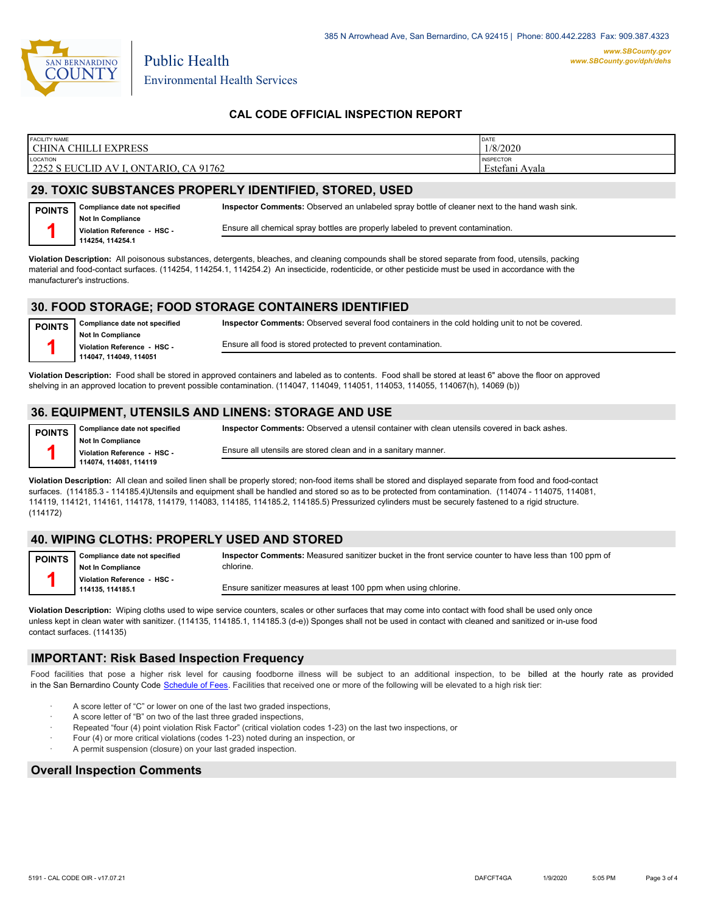San Bernardino County Public Health Environmental Health Services

385 N Arrowhead Ave, San Bernardino, CA 92415 | Phone: 800.442.2283 Fax: 909.387.4323

www.SBCounty.gov
www.SBCounty.gov/dph/dehs

## CAL CODE OFFICIAL INSPECTION REPORT

| FACILITY NAME | DATE |
|---|---|
| CHINA CHILLI EXPRESS | 1/8/2020 |
| LOCATION | INSPECTOR |
| 2252 S EUCLID AV I, ONTARIO, CA 91762 | Estefani Ayala |

## 29. TOXIC SUBSTANCES PROPERLY IDENTIFIED, STORED, USED

**POINTS** **1**

**Compliance date not specified**
**Not In Compliance**
**Violation Reference - HSC - 114254, 114254.1**

**Inspector Comments:** Observed an unlabeled spray bottle of cleaner next to the hand wash sink.

Ensure all chemical spray bottles are properly labeled to prevent contamination.

**Violation Description:** All poisonous substances, detergents, bleaches, and cleaning compounds shall be stored separate from food, utensils, packing material and food-contact surfaces. (114254, 114254.1, 114254.2) An insecticide, rodenticide, or other pesticide must be used in accordance with the manufacturer's instructions.

## 30. FOOD STORAGE; FOOD STORAGE CONTAINERS IDENTIFIED

**POINTS** **1**

**Compliance date not specified**
**Not In Compliance**
**Violation Reference - HSC - 114047, 114049, 114051**

**Inspector Comments:** Observed several food containers in the cold holding unit to not be covered.

Ensure all food is stored protected to prevent contamination.

**Violation Description:** Food shall be stored in approved containers and labeled as to contents. Food shall be stored at least 6" above the floor on approved shelving in an approved location to prevent possible contamination. (114047, 114049, 114051, 114053, 114055, 114067(h), 14069 (b))

## 36. EQUIPMENT, UTENSILS AND LINENS: STORAGE AND USE

**POINTS** **1**

**Compliance date not specified**
**Not In Compliance**
**Violation Reference - HSC - 114074, 114081, 114119**

**Inspector Comments:** Observed a utensil container with clean utensils covered in back ashes.

Ensure all utensils are stored clean and in a sanitary manner.

**Violation Description:** All clean and soiled linen shall be properly stored; non-food items shall be stored and displayed separate from food and food-contact surfaces. (114185.3 - 114185.4)Utensils and equipment shall be handled and stored so as to be protected from contamination. (114074 - 114075, 114081, 114119, 114121, 114161, 114178, 114179, 114083, 114185, 114185.2, 114185.5) Pressurized cylinders must be securely fastened to a rigid structure. (114172)

## 40. WIPING CLOTHS: PROPERLY USED AND STORED

**POINTS** **1**

**Compliance date not specified**
**Not In Compliance**
**Violation Reference - HSC - 114135, 114185.1**

**Inspector Comments:** Measured sanitizer bucket in the front service counter to have less than 100 ppm of chlorine.

Ensure sanitizer measures at least 100 ppm when using chlorine.

**Violation Description:** Wiping cloths used to wipe service counters, scales or other surfaces that may come into contact with food shall be used only once unless kept in clean water with sanitizer. (114135, 114185.1, 114185.3 (d-e)) Sponges shall not be used in contact with cleaned and sanitized or in-use food contact surfaces. (114135)

## IMPORTANT: Risk Based Inspection Frequency

Food facilities that pose a higher risk level for causing foodborne illness will be subject to an additional inspection, to be billed at the hourly rate as provided in the San Bernardino County Code Schedule of Fees. Facilities that received one or more of the following will be elevated to a high risk tier:

- A score letter of "C" or lower on one of the last two graded inspections,
- A score letter of "B" on two of the last three graded inspections,
- Repeated "four (4) point violation Risk Factor" (critical violation codes 1-23) on the last two inspections, or
- Four (4) or more critical violations (codes 1-23) noted during an inspection, or
- A permit suspension (closure) on your last graded inspection.

## Overall Inspection Comments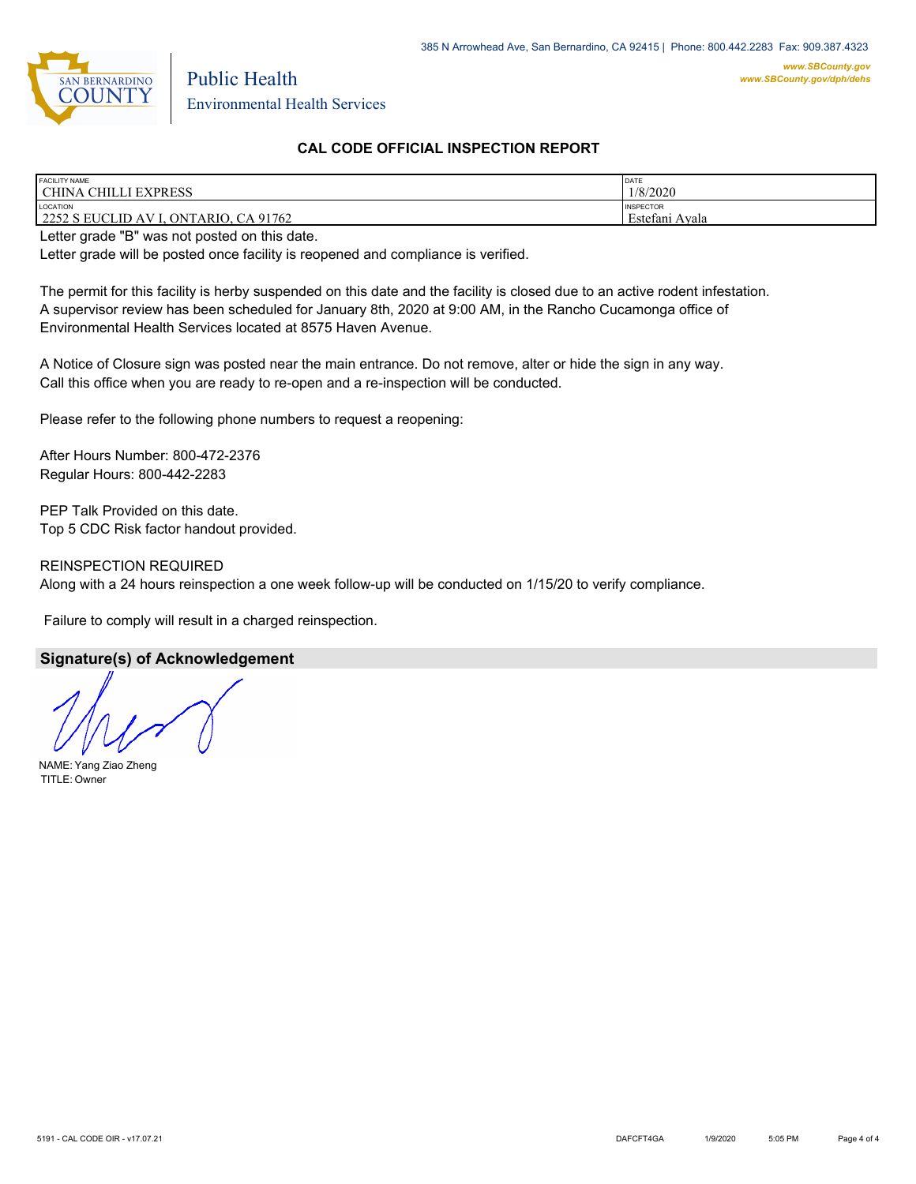385 N Arrowhead Ave, San Bernardino, CA 92415 | Phone: 800.442.2283 Fax: 909.387.4323

**www.SBCounty.gov**
**www.SBCounty.gov/dph/dehs**

SAN BERNARDINO COUNTY

Public Health
Environmental Health Services

## CAL CODE OFFICIAL INSPECTION REPORT

| FACILITY NAME | DATE |
|---|---|
| CHINA CHILLI EXPRESS | 1/8/2020 |
| LOCATION | INSPECTOR |
| 2252 S EUCLID AV I, ONTARIO, CA 91762 | Estefani Ayala |

Letter grade "B" was not posted on this date.
Letter grade will be posted once facility is reopened and compliance is verified.

The permit for this facility is herby suspended on this date and the facility is closed due to an active rodent infestation. A supervisor review has been scheduled for January 8th, 2020 at 9:00 AM, in the Rancho Cucamonga office of Environmental Health Services located at 8575 Haven Avenue.

A Notice of Closure sign was posted near the main entrance. Do not remove, alter or hide the sign in any way.
Call this office when you are ready to re-open and a re-inspection will be conducted.

Please refer to the following phone numbers to request a reopening:

After Hours Number: 800-472-2376
Regular Hours: 800-442-2283

PEP Talk Provided on this date.
Top 5 CDC Risk factor handout provided.

REINSPECTION REQUIRED
Along with a 24 hours reinspection a one week follow-up will be conducted on 1/15/20 to verify compliance.

Failure to comply will result in a charged reinspection.

### Signature(s) of Acknowledgement

NAME: Yang Ziao Zheng
TITLE: Owner

5191 - CAL CODE OIR - v17.07.21 DAFCFT4GA 1/9/2020 5:05 PM